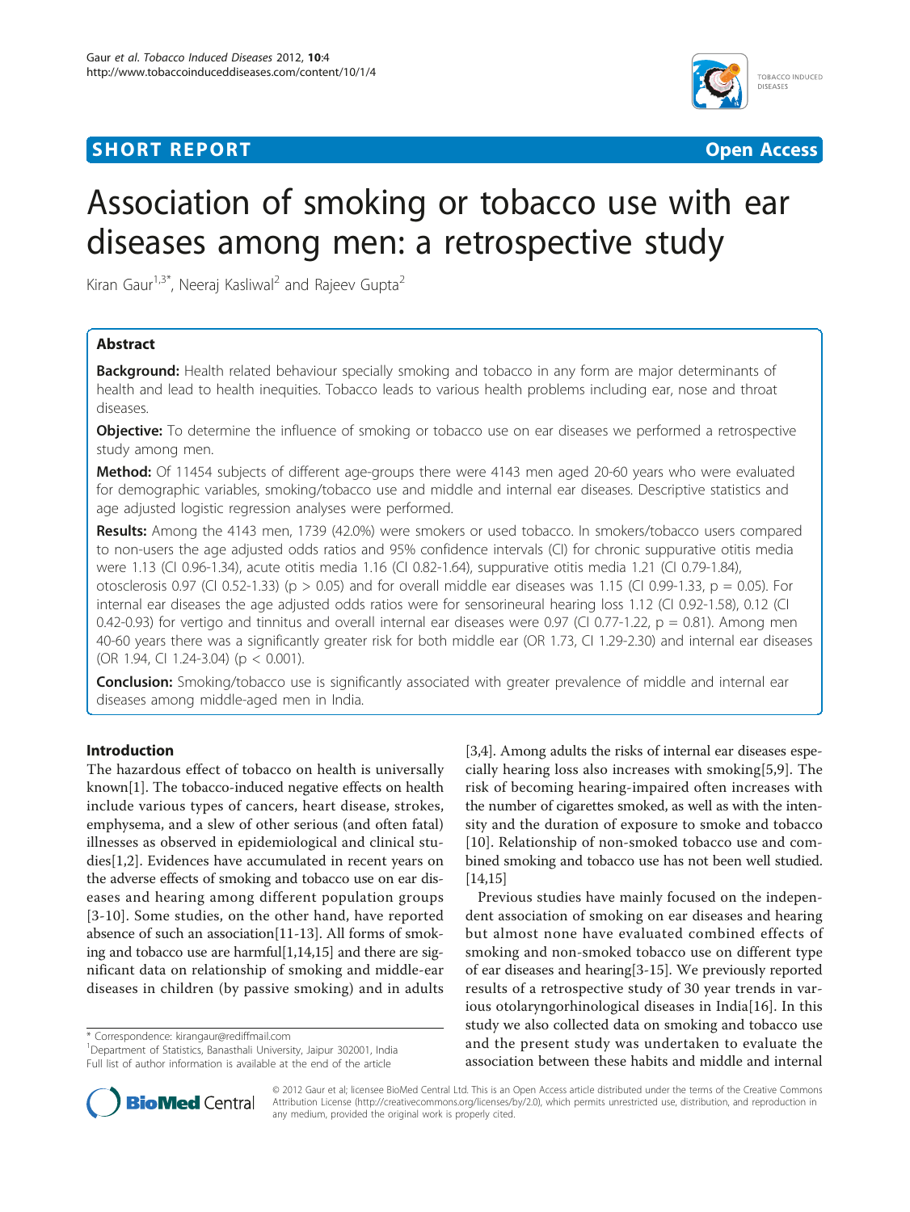**SHORT REPORT** **Open Access**

# Association of smoking or tobacco use with ear diseases among men: a retrospective study

Kiran Gaur[1,3*], Neeraj Kasliwal[2] and Rajeev Gupta[2]

## Abstract

**Background:** Health related behaviour specially smoking and tobacco in any form are major determinants of health and lead to health inequities. Tobacco leads to various health problems including ear, nose and throat diseases.

**Objective:** To determine the influence of smoking or tobacco use on ear diseases we performed a retrospective study among men.

**Method:** Of 11454 subjects of different age-groups there were 4143 men aged 20-60 years who were evaluated for demographic variables, smoking/tobacco use and middle and internal ear diseases. Descriptive statistics and age adjusted logistic regression analyses were performed.

**Results:** Among the 4143 men, 1739 (42.0%) were smokers or used tobacco. In smokers/tobacco users compared to non-users the age adjusted odds ratios and 95% confidence intervals (CI) for chronic suppurative otitis media were 1.13 (CI 0.96-1.34), acute otitis media 1.16 (CI 0.82-1.64), suppurative otitis media 1.21 (CI 0.79-1.84), otosclerosis 0.97 (CI 0.52-1.33) ($p > 0.05$) and for overall middle ear diseases was 1.15 (CI 0.99-1.33, $p = 0.05$). For internal ear diseases the age adjusted odds ratios were for sensorineural hearing loss 1.12 (CI 0.92-1.58), 0.12 (CI 0.42-0.93) for vertigo and tinnitus and overall internal ear diseases were 0.97 (CI 0.77-1.22, $p = 0.81$). Among men 40-60 years there was a significantly greater risk for both middle ear (OR 1.73, CI 1.29-2.30) and internal ear diseases (OR 1.94, CI 1.24-3.04) ($p < 0.001$).

**Conclusion:** Smoking/tobacco use is significantly associated with greater prevalence of middle and internal ear diseases among middle-aged men in India.

## Introduction

The hazardous effect of tobacco on health is universally known[1]. The tobacco-induced negative effects on health include various types of cancers, heart disease, strokes, emphysema, and a slew of other serious (and often fatal) illnesses as observed in epidemiological and clinical studies[1,2]. Evidences have accumulated in recent years on the adverse effects of smoking and tobacco use on ear diseases and hearing among different population groups [3-10]. Some studies, on the other hand, have reported absence of such an association[11-13]. All forms of smoking and tobacco use are harmful[1,14,15] and there are significant data on relationship of smoking and middle-ear diseases in children (by passive smoking) and in adults [3,4]. Among adults the risks of internal ear diseases especially hearing loss also increases with smoking[5,9]. The risk of becoming hearing-impaired often increases with the number of cigarettes smoked, as well as with the intensity and the duration of exposure to smoke and tobacco [10]. Relationship of non-smoked tobacco use and combined smoking and tobacco use has not been well studied. [14,15]

Previous studies have mainly focused on the independent association of smoking on ear diseases and hearing but almost none have evaluated combined effects of smoking and non-smoked tobacco use on different type of ear diseases and hearing[3-15]. We previously reported results of a retrospective study of 30 year trends in various otolaryngorhinological diseases in India[16]. In this study we also collected data on smoking and tobacco use and the present study was undertaken to evaluate the association between these habits and middle and internal

* Correspondence: kirangaur@rediffmail.com
[1]Department of Statistics, Banasthali University, Jaipur 302001, India
Full list of author information is available at the end of the article

© 2012 Gaur et al; licensee BioMed Central Ltd. This is an Open Access article distributed under the terms of the Creative Commons Attribution License (http://creativecommons.org/licenses/by/2.0), which permits unrestricted use, distribution, and reproduction in any medium, provided the original work is properly cited.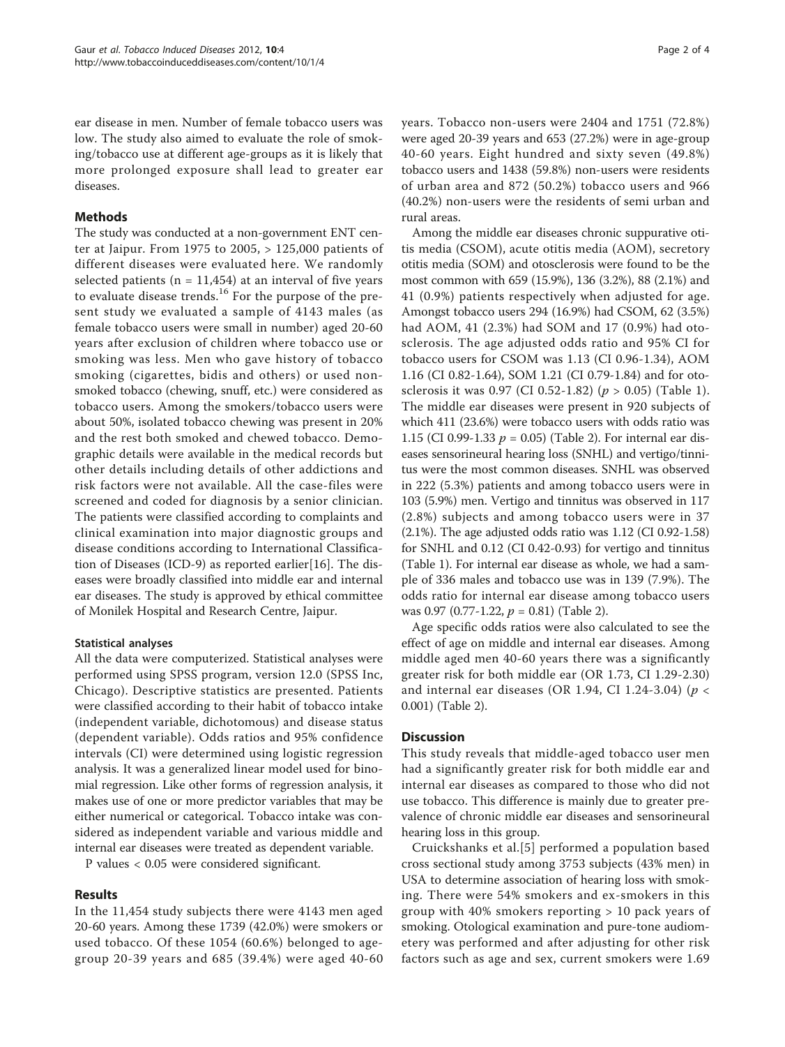ear disease in men. Number of female tobacco users was low. The study also aimed to evaluate the role of smoking/tobacco use at different age-groups as it is likely that more prolonged exposure shall lead to greater ear diseases.

## Methods

The study was conducted at a non-government ENT center at Jaipur. From 1975 to 2005, > 125,000 patients of different diseases were evaluated here. We randomly selected patients (n = 11,454) at an interval of five years to evaluate disease trends.[16] For the purpose of the present study we evaluated a sample of 4143 males (as female tobacco users were small in number) aged 20-60 years after exclusion of children where tobacco use or smoking was less. Men who gave history of tobacco smoking (cigarettes, bidis and others) or used non-smoked tobacco (chewing, snuff, etc.) were considered as tobacco users. Among the smokers/tobacco users were about 50%, isolated tobacco chewing was present in 20% and the rest both smoked and chewed tobacco. Demographic details were available in the medical records but other details including details of other addictions and risk factors were not available. All the case-files were screened and coded for diagnosis by a senior clinician. The patients were classified according to complaints and clinical examination into major diagnostic groups and disease conditions according to International Classification of Diseases (ICD-9) as reported earlier[16]. The diseases were broadly classified into middle ear and internal ear diseases. The study is approved by ethical committee of Monilek Hospital and Research Centre, Jaipur.

### Statistical analyses

All the data were computerized. Statistical analyses were performed using SPSS program, version 12.0 (SPSS Inc, Chicago). Descriptive statistics are presented. Patients were classified according to their habit of tobacco intake (independent variable, dichotomous) and disease status (dependent variable). Odds ratios and 95% confidence intervals (CI) were determined using logistic regression analysis. It was a generalized linear model used for binomial regression. Like other forms of regression analysis, it makes use of one or more predictor variables that may be either numerical or categorical. Tobacco intake was considered as independent variable and various middle and internal ear diseases were treated as dependent variable.

P values < 0.05 were considered significant.

## Results

In the 11,454 study subjects there were 4143 men aged 20-60 years. Among these 1739 (42.0%) were smokers or used tobacco. Of these 1054 (60.6%) belonged to age-group 20-39 years and 685 (39.4%) were aged 40-60 years. Tobacco non-users were 2404 and 1751 (72.8%) were aged 20-39 years and 653 (27.2%) were in age-group 40-60 years. Eight hundred and sixty seven (49.8%) tobacco users and 1438 (59.8%) non-users were residents of urban area and 872 (50.2%) tobacco users and 966 (40.2%) non-users were the residents of semi urban and rural areas.

Among the middle ear diseases chronic suppurative otitis media (CSOM), acute otitis media (AOM), secretory otitis media (SOM) and otosclerosis were found to be the most common with 659 (15.9%), 136 (3.2%), 88 (2.1%) and 41 (0.9%) patients respectively when adjusted for age. Amongst tobacco users 294 (16.9%) had CSOM, 62 (3.5%) had AOM, 41 (2.3%) had SOM and 17 (0.9%) had otosclerosis. The age adjusted odds ratio and 95% CI for tobacco users for CSOM was 1.13 (CI 0.96-1.34), AOM 1.16 (CI 0.82-1.64), SOM 1.21 (CI 0.79-1.84) and for otosclerosis it was 0.97 (CI 0.52-1.82) ($p > 0.05$) (Table 1). The middle ear diseases were present in 920 subjects of which 411 (23.6%) were tobacco users with odds ratio was 1.15 (CI 0.99-1.33 $p = 0.05$) (Table 2). For internal ear diseases sensorineural hearing loss (SNHL) and vertigo/tinnitus were the most common diseases. SNHL was observed in 222 (5.3%) patients and among tobacco users were in 103 (5.9%) men. Vertigo and tinnitus was observed in 117 (2.8%) subjects and among tobacco users were in 37 (2.1%). The age adjusted odds ratio was 1.12 (CI 0.92-1.58) for SNHL and 0.12 (CI 0.42-0.93) for vertigo and tinnitus (Table 1). For internal ear disease as whole, we had a sample of 336 males and tobacco use was in 139 (7.9%). The odds ratio for internal ear disease among tobacco users was 0.97 (0.77-1.22, $p = 0.81$) (Table 2).

Age specific odds ratios were also calculated to see the effect of age on middle and internal ear diseases. Among middle aged men 40-60 years there was a significantly greater risk for both middle ear (OR 1.73, CI 1.29-2.30) and internal ear diseases (OR 1.94, CI 1.24-3.04) ($p < 0.001$) (Table 2).

## Discussion

This study reveals that middle-aged tobacco user men had a significantly greater risk for both middle ear and internal ear diseases as compared to those who did not use tobacco. This difference is mainly due to greater prevalence of chronic middle ear diseases and sensorineural hearing loss in this group.

Cruickshanks et al.[5] performed a population based cross sectional study among 3753 subjects (43% men) in USA to determine association of hearing loss with smoking. There were 54% smokers and ex-smokers in this group with 40% smokers reporting > 10 pack years of smoking. Otological examination and pure-tone audiometery was performed and after adjusting for other risk factors such as age and sex, current smokers were 1.69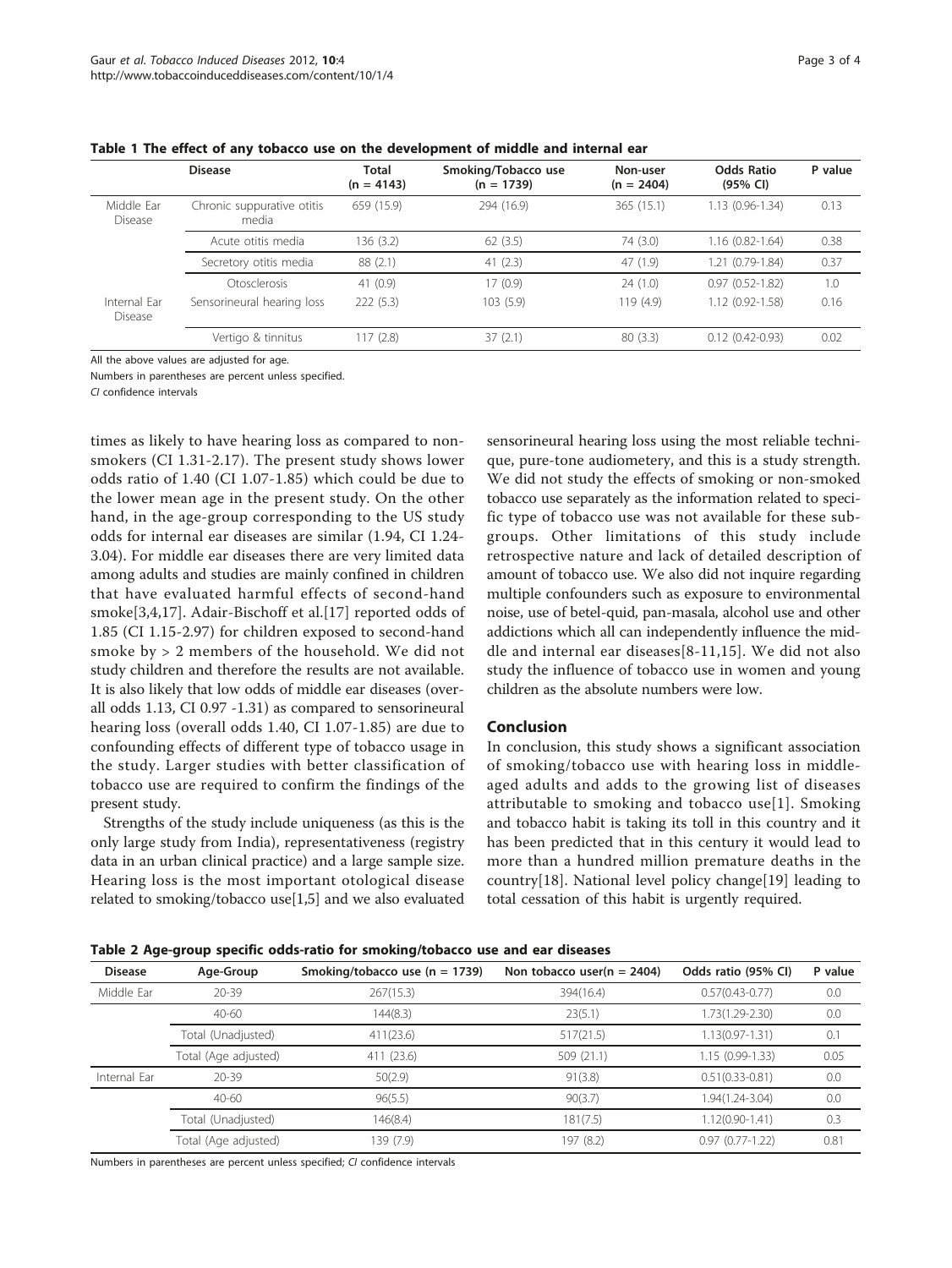**Table 1 The effect of any tobacco use on the development of middle and internal ear**

| | Disease | Total (n = 4143) | Smoking/Tobacco use (n = 1739) | Non-user (n = 2404) | Odds Ratio (95% CI) | P value |
|---|---|---|---|---|---|---|
| Middle Ear Disease | Chronic suppurative otitis media | 659 (15.9) | 294 (16.9) | 365 (15.1) | 1.13 (0.96-1.34) | 0.13 |
| | Acute otitis media | 136 (3.2) | 62 (3.5) | 74 (3.0) | 1.16 (0.82-1.64) | 0.38 |
| | Secretory otitis media | 88 (2.1) | 41 (2.3) | 47 (1.9) | 1.21 (0.79-1.84) | 0.37 |
| Internal Ear Disease | Otosclerosis | 41 (0.9) | 17 (0.9) | 24 (1.0) | 0.97 (0.52-1.82) | 1.0 |
| | Sensorineural hearing loss | 222 (5.3) | 103 (5.9) | 119 (4.9) | 1.12 (0.92-1.58) | 0.16 |
| | Vertigo & tinnitus | 117 (2.8) | 37 (2.1) | 80 (3.3) | 0.12 (0.42-0.93) | 0.02 |

All the above values are adjusted for age.

Numbers in parentheses are percent unless specified.

*CI* confidence intervals

times as likely to have hearing loss as compared to non-smokers (CI 1.31-2.17). The present study shows lower odds ratio of 1.40 (CI 1.07-1.85) which could be due to the lower mean age in the present study. On the other hand, in the age-group corresponding to the US study odds for internal ear diseases are similar (1.94, CI 1.24-3.04). For middle ear diseases there are very limited data among adults and studies are mainly confined in children that have evaluated harmful effects of second-hand smoke[3,4,17]. Adair-Bischoff et al.[17] reported odds of 1.85 (CI 1.15-2.97) for children exposed to second-hand smoke by > 2 members of the household. We did not study children and therefore the results are not available. It is also likely that low odds of middle ear diseases (overall odds 1.13, CI 0.97 -1.31) as compared to sensorineural hearing loss (overall odds 1.40, CI 1.07-1.85) are due to confounding effects of different type of tobacco usage in the study. Larger studies with better classification of tobacco use are required to confirm the findings of the present study.

Strengths of the study include uniqueness (as this is the only large study from India), representativeness (registry data in an urban clinical practice) and a large sample size. Hearing loss is the most important otological disease related to smoking/tobacco use[1,5] and we also evaluated sensorineural hearing loss using the most reliable technique, pure-tone audiometry, and this is a study strength. We did not study the effects of smoking or non-smoked tobacco use separately as the information related to specific type of tobacco use was not available for these subgroups. Other limitations of this study include retrospective nature and lack of detailed description of amount of tobacco use. We also did not inquire regarding multiple confounders such as exposure to environmental noise, use of betel-quid, pan-masala, alcohol use and other addictions which all can independently influence the middle and internal ear diseases[8-11,15]. We did not also study the influence of tobacco use in women and young children as the absolute numbers were low.

## Conclusion

In conclusion, this study shows a significant association of smoking/tobacco use with hearing loss in middle-aged adults and adds to the growing list of diseases attributable to smoking and tobacco use[1]. Smoking and tobacco habit is taking its toll in this country and it has been predicted that in this century it would lead to more than a hundred million premature deaths in the country[18]. National level policy change[19] leading to total cessation of this habit is urgently required.

**Table 2 Age-group specific odds-ratio for smoking/tobacco use and ear diseases**

| Disease | Age-Group | Smoking/tobacco use (n = 1739) | Non tobacco user(n = 2404) | Odds ratio (95% CI) | P value |
|---|---|---|---|---|---|
| Middle Ear | 20-39 | 267(15.3) | 394(16.4) | 0.57(0.43-0.77) | 0.0 |
| | 40-60 | 144(8.3) | 23(5.1) | 1.73(1.29-2.30) | 0.0 |
| | Total (Unadjusted) | 411(23.6) | 517(21.5) | 1.13(0.97-1.31) | 0.1 |
| | Total (Age adjusted) | 411 (23.6) | 509 (21.1) | 1.15 (0.99-1.33) | 0.05 |
| Internal Ear | 20-39 | 50(2.9) | 91(3.8) | 0.51(0.33-0.81) | 0.0 |
| | 40-60 | 96(5.5) | 90(3.7) | 1.94(1.24-3.04) | 0.0 |
| | Total (Unadjusted) | 146(8.4) | 181(7.5) | 1.12(0.90-1.41) | 0.3 |
| | Total (Age adjusted) | 139 (7.9) | 197 (8.2) | 0.97 (0.77-1.22) | 0.81 |

Numbers in parentheses are percent unless specified; *CI* confidence intervals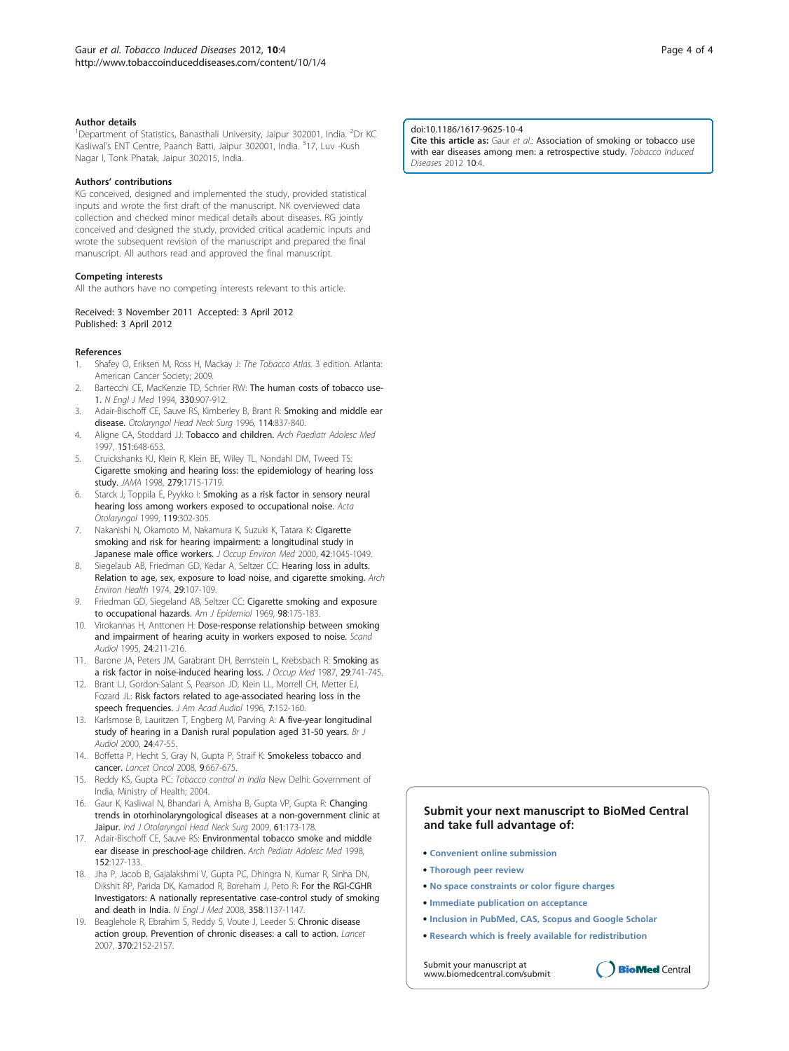### Author details

[1]Department of Statistics, Banasthali University, Jaipur 302001, India. [2]Dr KC Kasliwal's ENT Centre, Paanch Batti, Jaipur 302001, India. [3]17, Luv -Kush Nagar I, Tonk Phatak, Jaipur 302015, India.

### Authors' contributions

KG conceived, designed and implemented the study, provided statistical inputs and wrote the first draft of the manuscript. NK overviewed data collection and checked minor medical details about diseases. RG jointly conceived and designed the study, provided critical academic inputs and wrote the subsequent revision of the manuscript and prepared the final manuscript. All authors read and approved the final manuscript.

### Competing interests

All the authors have no competing interests relevant to this article.

Received: 3 November 2011 Accepted: 3 April 2012
Published: 3 April 2012

### References

1. Shafey O, Eriksen M, Ross H, Mackay J: *The Tobacco Atlas.* 3 edition. Atlanta: American Cancer Society; 2009.
2. Bartecchi CE, MacKenzie TD, Schrier RW: **The human costs of tobacco use-1.** *N Engl J Med* 1994, **330**:907-912.
3. Adair-Bischoff CE, Sauve RS, Kimberley B, Brant R: **Smoking and middle ear disease.** *Otolaryngol Head Neck Surg* 1996, **114**:837-840.
4. Aligne CA, Stoddard JJ: **Tobacco and children.** *Arch Paediatr Adolesc Med* 1997, **151**:648-653.
5. Cruickshanks KJ, Klein R, Klein BE, Wiley TL, Nondahl DM, Tweed TS: **Cigarette smoking and hearing loss: the epidemiology of hearing loss study.** *JAMA* 1998, **279**:1715-1719.
6. Starck J, Toppila E, Pyykko I: **Smoking as a risk factor in sensory neural hearing loss among workers exposed to occupational noise.** *Acta Otolaryngol* 1999, **119**:302-305.
7. Nakanishi N, Okamoto M, Nakamura K, Suzuki K, Tatara K: **Cigarette smoking and risk for hearing impairment: a longitudinal study in Japanese male office workers.** *J Occup Environ Med* 2000, **42**:1045-1049.
8. Siegelaub AB, Friedman GD, Kedar A, Seltzer CC: **Hearing loss in adults. Relation to age, sex, exposure to load noise, and cigarette smoking.** *Arch Environ Health* 1974, **29**:107-109.
9. Friedman GD, Siegeland AB, Seltzer CC: **Cigarette smoking and exposure to occupational hazards.** *Am J Epidemiol* 1969, **98**:175-183.
10. Virokannas H, Anttonen H: **Dose-response relationship between smoking and impairment of hearing acuity in workers exposed to noise.** *Scand Audiol* 1995, **24**:211-216.
11. Barone JA, Peters JM, Garabrant DH, Bernstein L, Krebsbach R: **Smoking as a risk factor in noise-induced hearing loss.** *J Occup Med* 1987, **29**:741-745.
12. Brant LJ, Gordon-Salant S, Pearson JD, Klein LL, Morrell CH, Metter EJ, Fozard JL: **Risk factors related to age-associated hearing loss in the speech frequencies.** *J Am Acad Audiol* 1996, **7**:152-160.
13. Karlsmose B, Lauritzen T, Engberg M, Parving A: **A five-year longitudinal study of hearing in a Danish rural population aged 31-50 years.** *Br J Audiol* 2000, **24**:47-55.
14. Boffetta P, Hecht S, Gray N, Gupta P, Straif K: **Smokeless tobacco and cancer.** *Lancet Oncol* 2008, **9**:667-675.
15. Reddy KS, Gupta PC: *Tobacco control in India* New Delhi: Government of India, Ministry of Health; 2004.
16. Gaur K, Kasliwal N, Bhandari A, Amisha B, Gupta VP, Gupta R: **Changing trends in otorhinolaryngological diseases at a non-government clinic at Jaipur.** *Ind J Otolaryngol Head Neck Surg* 2009, **61**:173-178.
17. Adair-Bischoff CE, Sauve RS: **Environmental tobacco smoke and middle ear disease in preschool-age children.** *Arch Pediatr Adolesc Med* 1998, **152**:127-133.
18. Jha P, Jacob B, Gajalakshmi V, Gupta PC, Dhingra N, Kumar R, Sinha DN, Dikshit RP, Parida DK, Kamadod R, Boreham J, Peto R: **For the RGI-CGHR Investigators: A nationally representative case-control study of smoking and death in India.** *N Engl J Med* 2008, **358**:1137-1147.
19. Beaglehole R, Ebrahim S, Reddy S, Voute J, Leeder S: **Chronic disease action group. Prevention of chronic diseases: a call to action.** *Lancet* 2007, **370**:2152-2157.

doi:10.1186/1617-9625-10-4

**Cite this article as:** Gaur *et al.*: Association of smoking or tobacco use with ear diseases among men: a retrospective study. *Tobacco Induced Diseases* 2012 **10**:4.